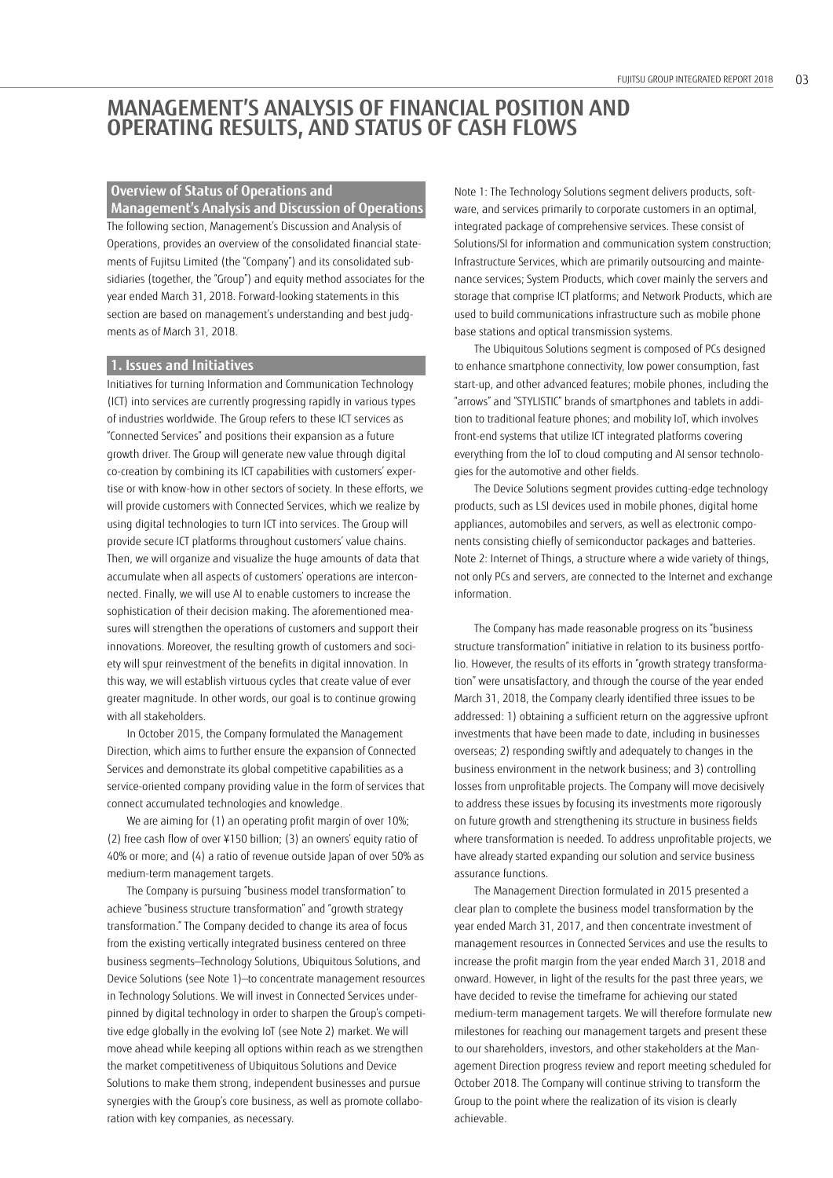# MANAGEMENT'S ANALYSIS OF FINANCIAL POSITION AND OPERATING RESULTS, AND STATUS OF CASH FLOWS

## Overview of Status of Operations and Management's Analysis and Discussion of Operations

The following section, Management's Discussion and Analysis of Operations, provides an overview of the consolidated financial statements of Fujitsu Limited (the "Company") and its consolidated subsidiaries (together, the "Group") and equity method associates for the year ended March 31, 2018. Forward-looking statements in this section are based on management's understanding and best judgments as of March 31, 2018.

## 1. Issues and Initiatives

Initiatives for turning Information and Communication Technology (ICT) into services are currently progressing rapidly in various types of industries worldwide. The Group refers to these ICT services as "Connected Services" and positions their expansion as a future growth driver. The Group will generate new value through digital co-creation by combining its ICT capabilities with customers' expertise or with know-how in other sectors of society. In these efforts, we will provide customers with Connected Services, which we realize by using digital technologies to turn ICT into services. The Group will provide secure ICT platforms throughout customers' value chains. Then, we will organize and visualize the huge amounts of data that accumulate when all aspects of customers' operations are interconnected. Finally, we will use AI to enable customers to increase the sophistication of their decision making. The aforementioned measures will strengthen the operations of customers and support their innovations. Moreover, the resulting growth of customers and society will spur reinvestment of the benefits in digital innovation. In this way, we will establish virtuous cycles that create value of ever greater magnitude. In other words, our goal is to continue growing with all stakeholders.

In October 2015, the Company formulated the Management Direction, which aims to further ensure the expansion of Connected Services and demonstrate its global competitive capabilities as a service-oriented company providing value in the form of services that connect accumulated technologies and knowledge.

We are aiming for (1) an operating profit margin of over 10%; (2) free cash flow of over ¥150 billion; (3) an owners' equity ratio of 40% or more; and (4) a ratio of revenue outside Japan of over 50% as medium-term management targets.

The Company is pursuing "business model transformation" to achieve "business structure transformation" and "growth strategy transformation." The Company decided to change its area of focus from the existing vertically integrated business centered on three business segments—Technology Solutions, Ubiquitous Solutions, and Device Solutions (see Note 1)—to concentrate management resources in Technology Solutions. We will invest in Connected Services underpinned by digital technology in order to sharpen the Group's competitive edge globally in the evolving IoT (see Note 2) market. We will move ahead while keeping all options within reach as we strengthen the market competitiveness of Ubiquitous Solutions and Device Solutions to make them strong, independent businesses and pursue synergies with the Group's core business, as well as promote collaboration with key companies, as necessary.

Note 1: The Technology Solutions segment delivers products, software, and services primarily to corporate customers in an optimal, integrated package of comprehensive services. These consist of Solutions/SI for information and communication system construction; Infrastructure Services, which are primarily outsourcing and maintenance services; System Products, which cover mainly the servers and storage that comprise ICT platforms; and Network Products, which are used to build communications infrastructure such as mobile phone base stations and optical transmission systems.

The Ubiquitous Solutions segment is composed of PCs designed to enhance smartphone connectivity, low power consumption, fast start-up, and other advanced features; mobile phones, including the "arrows" and "STYLISTIC" brands of smartphones and tablets in addition to traditional feature phones; and mobility IoT, which involves front-end systems that utilize ICT integrated platforms covering everything from the IoT to cloud computing and AI sensor technologies for the automotive and other fields.

The Device Solutions segment provides cutting-edge technology products, such as LSI devices used in mobile phones, digital home appliances, automobiles and servers, as well as electronic components consisting chiefly of semiconductor packages and batteries.

Note 2: Internet of Things, a structure where a wide variety of things, not only PCs and servers, are connected to the Internet and exchange information.

The Company has made reasonable progress on its "business structure transformation" initiative in relation to its business portfolio. However, the results of its efforts in "growth strategy transformation" were unsatisfactory, and through the course of the year ended March 31, 2018, the Company clearly identified three issues to be addressed: 1) obtaining a sufficient return on the aggressive upfront investments that have been made to date, including in businesses overseas; 2) responding swiftly and adequately to changes in the business environment in the network business; and 3) controlling losses from unprofitable projects. The Company will move decisively to address these issues by focusing its investments more rigorously on future growth and strengthening its structure in business fields where transformation is needed. To address unprofitable projects, we have already started expanding our solution and service business assurance functions.

The Management Direction formulated in 2015 presented a clear plan to complete the business model transformation by the year ended March 31, 2017, and then concentrate investment of management resources in Connected Services and use the results to increase the profit margin from the year ended March 31, 2018 and onward. However, in light of the results for the past three years, we have decided to revise the timeframe for achieving our stated medium-term management targets. We will therefore formulate new milestones for reaching our management targets and present these to our shareholders, investors, and other stakeholders at the Management Direction progress review and report meeting scheduled for October 2018. The Company will continue striving to transform the Group to the point where the realization of its vision is clearly achievable.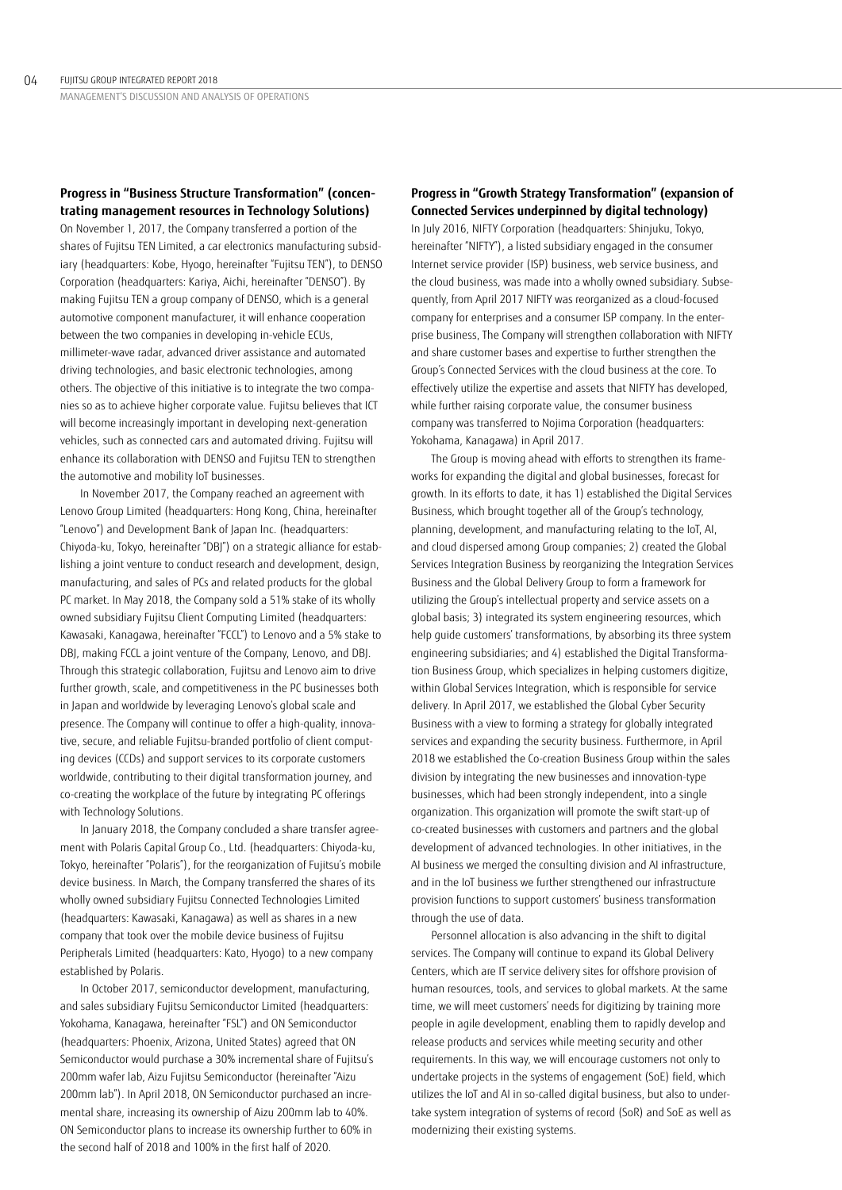### Progress in "Business Structure Transformation" (concentrating management resources in Technology Solutions)

On November 1, 2017, the Company transferred a portion of the shares of Fujitsu TEN Limited, a car electronics manufacturing subsidiary (headquarters: Kobe, Hyogo, hereinafter "Fujitsu TEN"), to DENSO Corporation (headquarters: Kariya, Aichi, hereinafter "DENSO"). By making Fujitsu TEN a group company of DENSO, which is a general automotive component manufacturer, it will enhance cooperation between the two companies in developing in-vehicle ECUs, millimeter-wave radar, advanced driver assistance and automated driving technologies, and basic electronic technologies, among others. The objective of this initiative is to integrate the two companies so as to achieve higher corporate value. Fujitsu believes that ICT will become increasingly important in developing next-generation vehicles, such as connected cars and automated driving. Fujitsu will enhance its collaboration with DENSO and Fujitsu TEN to strengthen the automotive and mobility IoT businesses.

In November 2017, the Company reached an agreement with Lenovo Group Limited (headquarters: Hong Kong, China, hereinafter "Lenovo") and Development Bank of Japan Inc. (headquarters: Chiyoda-ku, Tokyo, hereinafter "DBJ") on a strategic alliance for establishing a joint venture to conduct research and development, design, manufacturing, and sales of PCs and related products for the global PC market. In May 2018, the Company sold a 51% stake of its wholly owned subsidiary Fujitsu Client Computing Limited (headquarters: Kawasaki, Kanagawa, hereinafter "FCCL") to Lenovo and a 5% stake to DBJ, making FCCL a joint venture of the Company, Lenovo, and DBJ. Through this strategic collaboration, Fujitsu and Lenovo aim to drive further growth, scale, and competitiveness in the PC businesses both in Japan and worldwide by leveraging Lenovo's global scale and presence. The Company will continue to offer a high-quality, innovative, secure, and reliable Fujitsu-branded portfolio of client computing devices (CCDs) and support services to its corporate customers worldwide, contributing to their digital transformation journey, and co-creating the workplace of the future by integrating PC offerings with Technology Solutions.

In January 2018, the Company concluded a share transfer agreement with Polaris Capital Group Co., Ltd. (headquarters: Chiyoda-ku, Tokyo, hereinafter "Polaris"), for the reorganization of Fujitsu's mobile device business. In March, the Company transferred the shares of its wholly owned subsidiary Fujitsu Connected Technologies Limited (headquarters: Kawasaki, Kanagawa) as well as shares in a new company that took over the mobile device business of Fujitsu Peripherals Limited (headquarters: Kato, Hyogo) to a new company established by Polaris.

In October 2017, semiconductor development, manufacturing, and sales subsidiary Fujitsu Semiconductor Limited (headquarters: Yokohama, Kanagawa, hereinafter "FSL") and ON Semiconductor (headquarters: Phoenix, Arizona, United States) agreed that ON Semiconductor would purchase a 30% incremental share of Fujitsu's 200mm wafer fab, Aizu Fujitsu Semiconductor (hereinafter "Aizu 200mm fab"). In April 2018, ON Semiconductor purchased an incremental share, increasing its ownership of Aizu 200mm fab to 40%. ON Semiconductor plans to increase its ownership further to 60% in the second half of 2018 and 100% in the first half of 2020.

### Progress in "Growth Strategy Transformation" (expansion of Connected Services underpinned by digital technology)

In July 2016, NIFTY Corporation (headquarters: Shinjuku, Tokyo, hereinafter "NIFTY"), a listed subsidiary engaged in the consumer Internet service provider (ISP) business, web service business, and the cloud business, was made into a wholly owned subsidiary. Subsequently, from April 2017 NIFTY was reorganized as a cloud-focused company for enterprises and a consumer ISP company. In the enterprise business, The Company will strengthen collaboration with NIFTY and share customer bases and expertise to further strengthen the Group's Connected Services with the cloud business at the core. To effectively utilize the expertise and assets that NIFTY has developed, while further raising corporate value, the consumer business company was transferred to Nojima Corporation (headquarters: Yokohama, Kanagawa) in April 2017.

The Group is moving ahead with efforts to strengthen its frameworks for expanding the digital and global businesses, forecast for growth. In its efforts to date, it has 1) established the Digital Services Business, which brought together all of the Group's technology, planning, development, and manufacturing relating to the IoT, AI, and cloud dispersed among Group companies; 2) created the Global Services Integration Business by reorganizing the Integration Services Business and the Global Delivery Group to form a framework for utilizing the Group's intellectual property and service assets on a global basis; 3) integrated its system engineering resources, which help guide customers' transformations, by absorbing its three system engineering subsidiaries; and 4) established the Digital Transformation Business Group, which specializes in helping customers digitize, within Global Services Integration, which is responsible for service delivery. In April 2017, we established the Global Cyber Security Business with a view to forming a strategy for globally integrated services and expanding the security business. Furthermore, in April 2018 we established the Co-creation Business Group within the sales division by integrating the new businesses and innovation-type businesses, which had been strongly independent, into a single organization. This organization will promote the swift start-up of co-created businesses with customers and partners and the global development of advanced technologies. In other initiatives, in the AI business we merged the consulting division and AI infrastructure, and in the IoT business we further strengthened our infrastructure provision functions to support customers' business transformation through the use of data.

Personnel allocation is also advancing in the shift to digital services. The Company will continue to expand its Global Delivery Centers, which are IT service delivery sites for offshore provision of human resources, tools, and services to global markets. At the same time, we will meet customers' needs for digitizing by training more people in agile development, enabling them to rapidly develop and release products and services while meeting security and other requirements. In this way, we will encourage customers not only to undertake projects in the systems of engagement (SoE) field, which utilizes the IoT and AI in so-called digital business, but also to undertake system integration of systems of record (SoR) and SoE as well as modernizing their existing systems.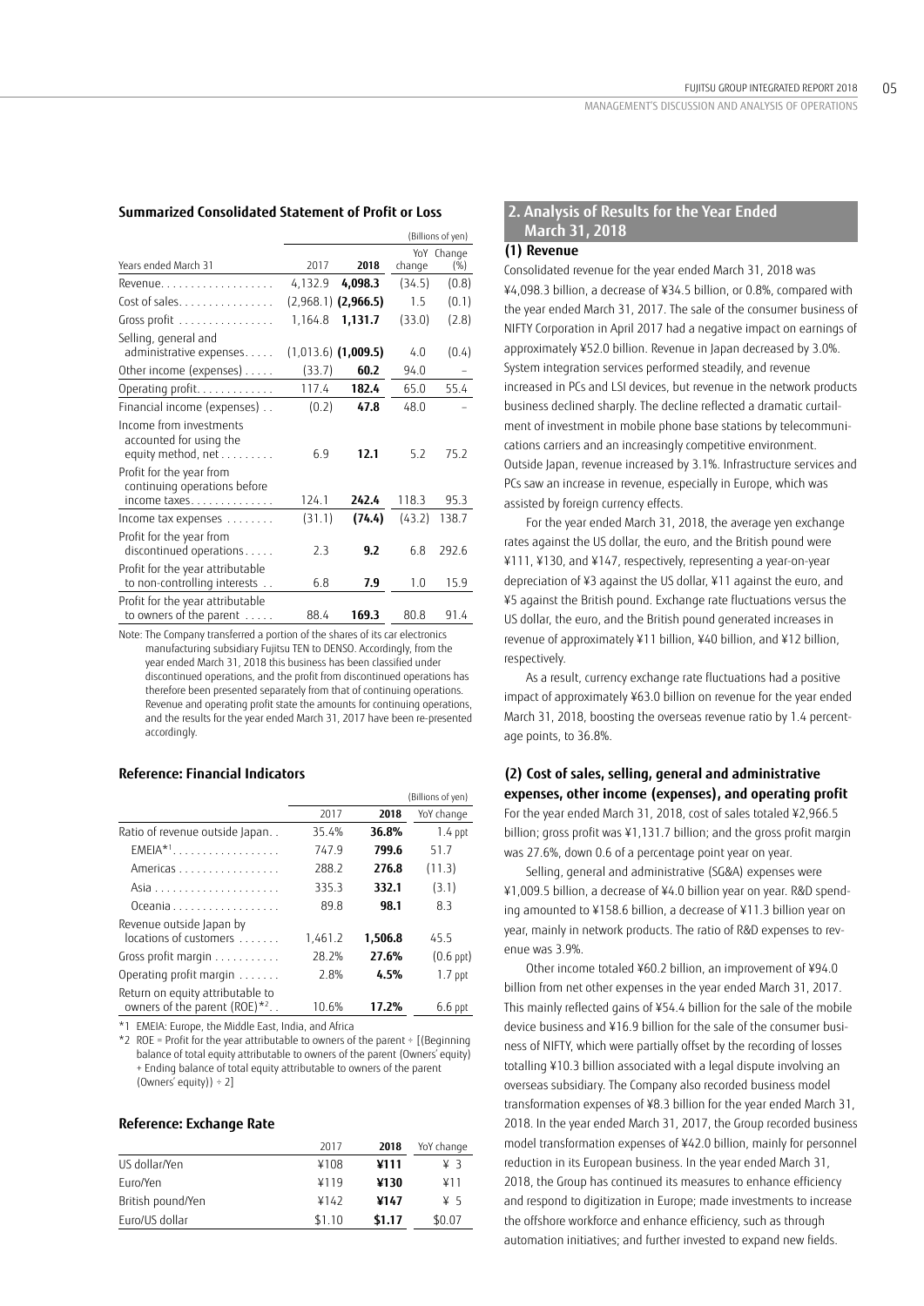### Summarized Consolidated Statement of Profit or Loss

(Billions of yen)

| Years ended March 31 | 2017 | 2018 | YoY change | Change (%) |
|---|---|---|---|---|
| Revenue | 4,132.9 | **4,098.3** | (34.5) | (0.8) |
| Cost of sales | (2,968.1) | **(2,966.5)** | 1.5 | (0.1) |
| Gross profit | 1,164.8 | **1,131.7** | (33.0) | (2.8) |
| Selling, general and administrative expenses | (1,013.6) | **(1,009.5)** | 4.0 | (0.4) |
| Other income (expenses) | (33.7) | **60.2** | 94.0 | – |
| Operating profit | 117.4 | **182.4** | 65.0 | 55.4 |
| Financial income (expenses) | (0.2) | **47.8** | 48.0 | – |
| Income from investments accounted for using the equity method, net | 6.9 | **12.1** | 5.2 | 75.2 |
| Profit for the year from continuing operations before income taxes | 124.1 | **242.4** | 118.3 | 95.3 |
| Income tax expenses | (31.1) | **(74.4)** | (43.2) | 138.7 |
| Profit for the year from discontinued operations | 2.3 | **9.2** | 6.8 | 292.6 |
| Profit for the year attributable to non-controlling interests | 6.8 | **7.9** | 1.0 | 15.9 |
| Profit for the year attributable to owners of the parent | 88.4 | **169.3** | 80.8 | 91.4 |

Note: The Company transferred a portion of the shares of its car electronics manufacturing subsidiary Fujitsu TEN to DENSO. Accordingly, from the year ended March 31, 2018 this business has been classified under discontinued operations, and the profit from discontinued operations has therefore been presented separately from that of continuing operations. Revenue and operating profit state the amounts for continuing operations, and the results for the year ended March 31, 2017 have been re-presented accordingly.

### Reference: Financial Indicators

(Billions of yen)

| | 2017 | 2018 | YoY change |
|---|---|---|---|
| Ratio of revenue outside Japan | 35.4% | **36.8%** | 1.4 ppt |
| EMEIA*1 | 747.9 | **799.6** | 51.7 |
| Americas | 288.2 | **276.8** | (11.3) |
| Asia | 335.3 | **332.1** | (3.1) |
| Oceania | 89.8 | **98.1** | 8.3 |
| Revenue outside Japan by locations of customers | 1,461.2 | **1,506.8** | 45.5 |
| Gross profit margin | 28.2% | **27.6%** | (0.6 ppt) |
| Operating profit margin | 2.8% | **4.5%** | 1.7 ppt |
| Return on equity attributable to owners of the parent (ROE)*2 | 10.6% | **17.2%** | 6.6 ppt |

*1 EMEIA: Europe, the Middle East, India, and Africa

*2 ROE = Profit for the year attributable to owners of the parent ÷ [(Beginning balance of total equity attributable to owners of the parent (Owners' equity) + Ending balance of total equity attributable to owners of the parent (Owners' equity)) ÷ 2]

### Reference: Exchange Rate

| | 2017 | 2018 | YoY change |
|---|---|---|---|
| US dollar/Yen | ¥108 | **¥111** | ¥ 3 |
| Euro/Yen | ¥119 | **¥130** | ¥11 |
| British pound/Yen | ¥142 | **¥147** | ¥ 5 |
| Euro/US dollar | $1.10 | **$1.17** | $0.07 |

## 2. Analysis of Results for the Year Ended March 31, 2018

### (1) Revenue

Consolidated revenue for the year ended March 31, 2018 was ¥4,098.3 billion, a decrease of ¥34.5 billion, or 0.8%, compared with the year ended March 31, 2017. The sale of the consumer business of NIFTY Corporation in April 2017 had a negative impact on earnings of approximately ¥52.0 billion. Revenue in Japan decreased by 3.0%. System integration services performed steadily, and revenue increased in PCs and LSI devices, but revenue in the network products business declined sharply. The decline reflected a dramatic curtailment of investment in mobile phone base stations by telecommunications carriers and an increasingly competitive environment. Outside Japan, revenue increased by 3.1%. Infrastructure services and PCs saw an increase in revenue, especially in Europe, which was assisted by foreign currency effects.

For the year ended March 31, 2018, the average yen exchange rates against the US dollar, the euro, and the British pound were ¥111, ¥130, and ¥147, respectively, representing a year-on-year depreciation of ¥3 against the US dollar, ¥11 against the euro, and ¥5 against the British pound. Exchange rate fluctuations versus the US dollar, the euro, and the British pound generated increases in revenue of approximately ¥11 billion, ¥40 billion, and ¥12 billion, respectively.

As a result, currency exchange rate fluctuations had a positive impact of approximately ¥63.0 billion on revenue for the year ended March 31, 2018, boosting the overseas revenue ratio by 1.4 percentage points, to 36.8%.

### (2) Cost of sales, selling, general and administrative expenses, other income (expenses), and operating profit

For the year ended March 31, 2018, cost of sales totaled ¥2,966.5 billion; gross profit was ¥1,131.7 billion; and the gross profit margin was 27.6%, down 0.6 of a percentage point year on year.

Selling, general and administrative (SG&A) expenses were ¥1,009.5 billion, a decrease of ¥4.0 billion year on year. R&D spending amounted to ¥158.6 billion, a decrease of ¥11.3 billion year on year, mainly in network products. The ratio of R&D expenses to revenue was 3.9%.

Other income totaled ¥60.2 billion, an improvement of ¥94.0 billion from net other expenses in the year ended March 31, 2017. This mainly reflected gains of ¥54.4 billion for the sale of the mobile device business and ¥16.9 billion for the sale of the consumer business of NIFTY, which were partially offset by the recording of losses totalling ¥10.3 billion associated with a legal dispute involving an overseas subsidiary. The Company also recorded business model transformation expenses of ¥8.3 billion for the year ended March 31, 2018. In the year ended March 31, 2017, the Group recorded business model transformation expenses of ¥42.0 billion, mainly for personnel reduction in its European business. In the year ended March 31, 2018, the Group has continued its measures to enhance efficiency and respond to digitization in Europe; made investments to increase the offshore workforce and enhance efficiency, such as through automation initiatives; and further invested to expand new fields.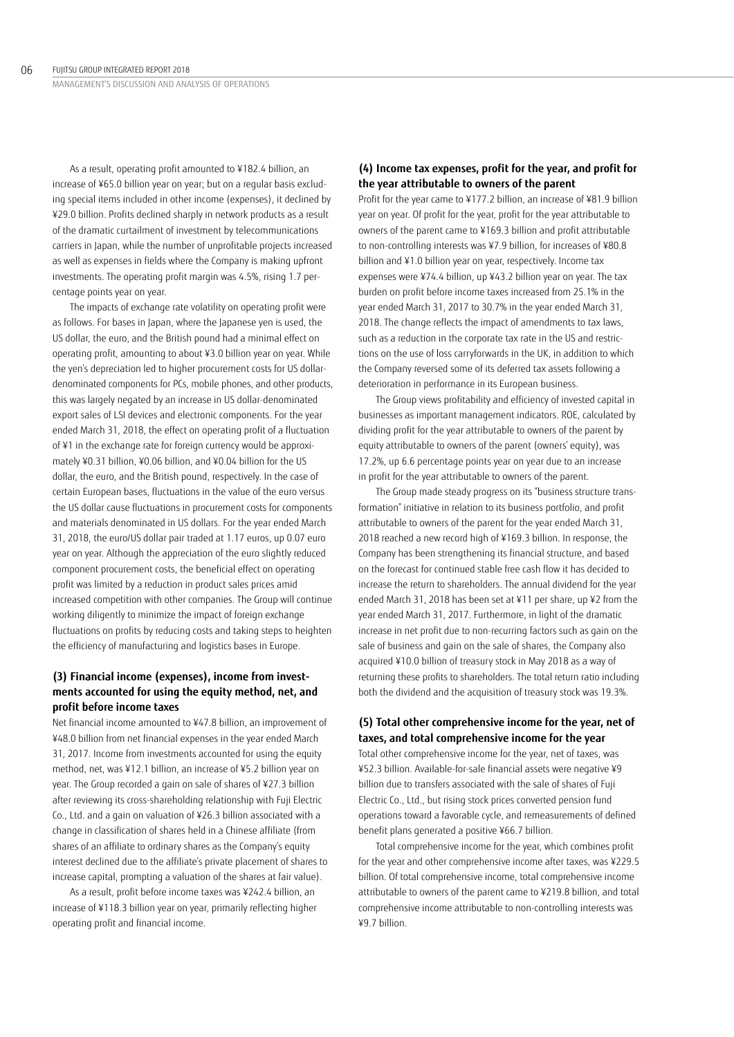As a result, operating profit amounted to ¥182.4 billion, an increase of ¥65.0 billion year on year; but on a regular basis excluding special items included in other income (expenses), it declined by ¥29.0 billion. Profits declined sharply in network products as a result of the dramatic curtailment of investment by telecommunications carriers in Japan, while the number of unprofitable projects increased as well as expenses in fields where the Company is making upfront investments. The operating profit margin was 4.5%, rising 1.7 percentage points year on year.

The impacts of exchange rate volatility on operating profit were as follows. For bases in Japan, where the Japanese yen is used, the US dollar, the euro, and the British pound had a minimal effect on operating profit, amounting to about ¥3.0 billion year on year. While the yen's depreciation led to higher procurement costs for US dollar-denominated components for PCs, mobile phones, and other products, this was largely negated by an increase in US dollar-denominated export sales of LSI devices and electronic components. For the year ended March 31, 2018, the effect on operating profit of a fluctuation of ¥1 in the exchange rate for foreign currency would be approximately ¥0.31 billion, ¥0.06 billion, and ¥0.04 billion for the US dollar, the euro, and the British pound, respectively. In the case of certain European bases, fluctuations in the value of the euro versus the US dollar cause fluctuations in procurement costs for components and materials denominated in US dollars. For the year ended March 31, 2018, the euro/US dollar pair traded at 1.17 euros, up 0.07 euro year on year. Although the appreciation of the euro slightly reduced component procurement costs, the beneficial effect on operating profit was limited by a reduction in product sales prices amid increased competition with other companies. The Group will continue working diligently to minimize the impact of foreign exchange fluctuations on profits by reducing costs and taking steps to heighten the efficiency of manufacturing and logistics bases in Europe.

### (3) Financial income (expenses), income from investments accounted for using the equity method, net, and profit before income taxes

Net financial income amounted to ¥47.8 billion, an improvement of ¥48.0 billion from net financial expenses in the year ended March 31, 2017. Income from investments accounted for using the equity method, net, was ¥12.1 billion, an increase of ¥5.2 billion year on year. The Group recorded a gain on sale of shares of ¥27.3 billion after reviewing its cross-shareholding relationship with Fuji Electric Co., Ltd. and a gain on valuation of ¥26.3 billion associated with a change in classification of shares held in a Chinese affiliate (from shares of an affiliate to ordinary shares as the Company's equity interest declined due to the affiliate's private placement of shares to increase capital, prompting a valuation of the shares at fair value).

As a result, profit before income taxes was ¥242.4 billion, an increase of ¥118.3 billion year on year, primarily reflecting higher operating profit and financial income.

### (4) Income tax expenses, profit for the year, and profit for the year attributable to owners of the parent

Profit for the year came to ¥177.2 billion, an increase of ¥81.9 billion year on year. Of profit for the year, profit for the year attributable to owners of the parent came to ¥169.3 billion and profit attributable to non-controlling interests was ¥7.9 billion, for increases of ¥80.8 billion and ¥1.0 billion year on year, respectively. Income tax expenses were ¥74.4 billion, up ¥43.2 billion year on year. The tax burden on profit before income taxes increased from 25.1% in the year ended March 31, 2017 to 30.7% in the year ended March 31, 2018. The change reflects the impact of amendments to tax laws, such as a reduction in the corporate tax rate in the US and restrictions on the use of loss carryforwards in the UK, in addition to which the Company reversed some of its deferred tax assets following a deterioration in performance in its European business.

The Group views profitability and efficiency of invested capital in businesses as important management indicators. ROE, calculated by dividing profit for the year attributable to owners of the parent by equity attributable to owners of the parent (owners' equity), was 17.2%, up 6.6 percentage points year on year due to an increase in profit for the year attributable to owners of the parent.

The Group made steady progress on its "business structure transformation" initiative in relation to its business portfolio, and profit attributable to owners of the parent for the year ended March 31, 2018 reached a new record high of ¥169.3 billion. In response, the Company has been strengthening its financial structure, and based on the forecast for continued stable free cash flow it has decided to increase the return to shareholders. The annual dividend for the year ended March 31, 2018 has been set at ¥11 per share, up ¥2 from the year ended March 31, 2017. Furthermore, in light of the dramatic increase in net profit due to non-recurring factors such as gain on the sale of business and gain on the sale of shares, the Company also acquired ¥10.0 billion of treasury stock in May 2018 as a way of returning these profits to shareholders. The total return ratio including both the dividend and the acquisition of treasury stock was 19.3%.

### (5) Total other comprehensive income for the year, net of taxes, and total comprehensive income for the year

Total other comprehensive income for the year, net of taxes, was ¥52.3 billion. Available-for-sale financial assets were negative ¥9 billion due to transfers associated with the sale of shares of Fuji Electric Co., Ltd., but rising stock prices converted pension fund operations toward a favorable cycle, and remeasurements of defined benefit plans generated a positive ¥66.7 billion.

Total comprehensive income for the year, which combines profit for the year and other comprehensive income after taxes, was ¥229.5 billion. Of total comprehensive income, total comprehensive income attributable to owners of the parent came to ¥219.8 billion, and total comprehensive income attributable to non-controlling interests was ¥9.7 billion.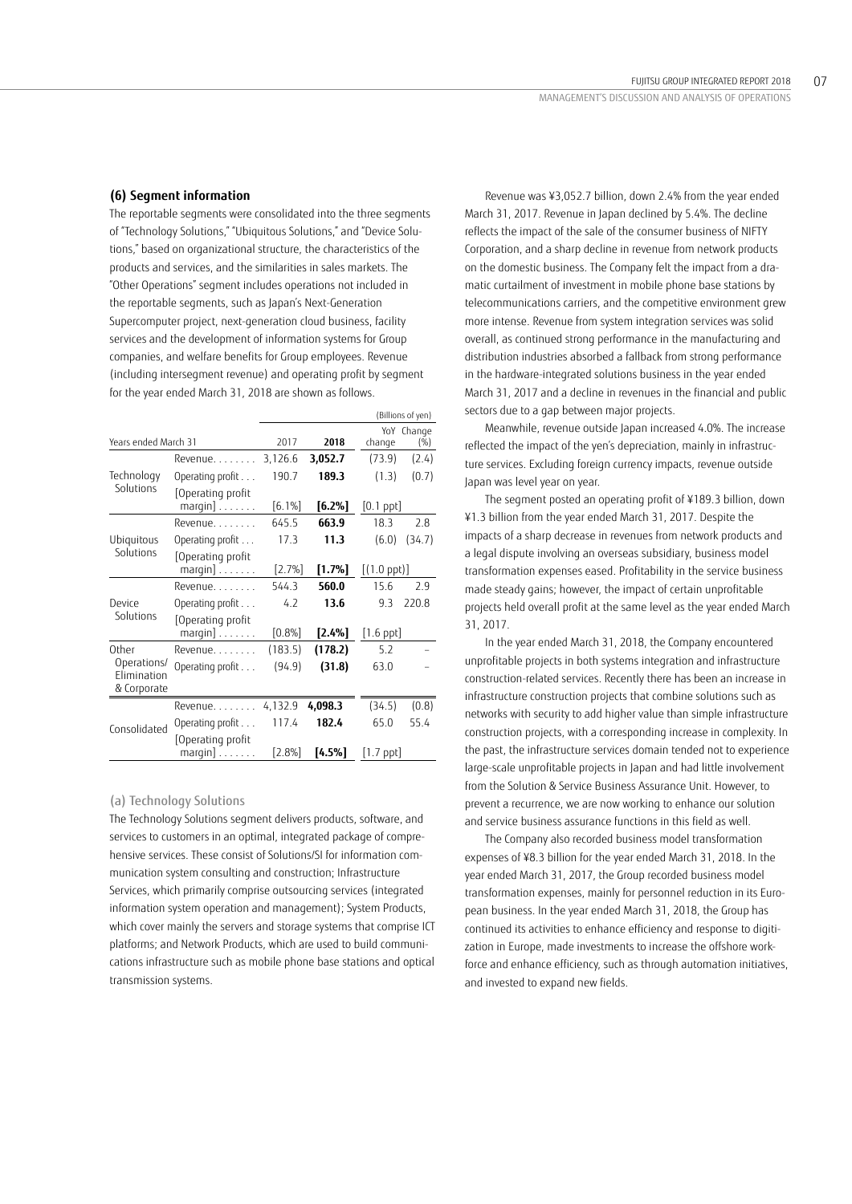### (6) Segment information

The reportable segments were consolidated into the three segments of "Technology Solutions," "Ubiquitous Solutions," and "Device Solutions," based on organizational structure, the characteristics of the products and services, and the similarities in sales markets. The "Other Operations" segment includes operations not included in the reportable segments, such as Japan's Next-Generation Supercomputer project, next-generation cloud business, facility services and the development of information systems for Group companies, and welfare benefits for Group employees. Revenue (including intersegment revenue) and operating profit by segment for the year ended March 31, 2018 are shown as follows.

(Billions of yen)

| Years ended March 31 | | 2017 | 2018 | YoY change | Change (%) |
|---|---|---|---|---|---|
| Technology Solutions | Revenue | 3,126.6 | **3,052.7** | (73.9) | (2.4) |
| | Operating profit | 190.7 | **189.3** | (1.3) | (0.7) |
| | [Operating profit margin] | [6.1%] | **[6.2%]** | [0.1 ppt] | |
| Ubiquitous Solutions | Revenue | 645.5 | **663.9** | 18.3 | 2.8 |
| | Operating profit | 17.3 | **11.3** | (6.0) | (34.7) |
| | [Operating profit margin] | [2.7%] | **[1.7%]** | [(1.0 ppt)] | |
| Device Solutions | Revenue | 544.3 | **560.0** | 15.6 | 2.9 |
| | Operating profit | 4.2 | **13.6** | 9.3 | 220.8 |
| | [Operating profit margin] | [0.8%] | **[2.4%]** | [1.6 ppt] | |
| Other Operations/ Elimination & Corporate | Revenue | (183.5) | **(178.2)** | 5.2 | – |
| | Operating profit | (94.9) | **(31.8)** | 63.0 | – |
| Consolidated | Revenue | 4,132.9 | **4,098.3** | (34.5) | (0.8) |
| | Operating profit | 117.4 | **182.4** | 65.0 | 55.4 |
| | [Operating profit margin] | [2.8%] | **[4.5%]** | [1.7 ppt] | |

#### (a) Technology Solutions

The Technology Solutions segment delivers products, software, and services to customers in an optimal, integrated package of comprehensive services. These consist of Solutions/SI for information communication system consulting and construction; Infrastructure Services, which primarily comprise outsourcing services (integrated information system operation and management); System Products, which cover mainly the servers and storage systems that comprise ICT platforms; and Network Products, which are used to build communications infrastructure such as mobile phone base stations and optical transmission systems.

Revenue was ¥3,052.7 billion, down 2.4% from the year ended March 31, 2017. Revenue in Japan declined by 5.4%. The decline reflects the impact of the sale of the consumer business of NIFTY Corporation, and a sharp decline in revenue from network products on the domestic business. The Company felt the impact from a dramatic curtailment of investment in mobile phone base stations by telecommunications carriers, and the competitive environment grew more intense. Revenue from system integration services was solid overall, as continued strong performance in the manufacturing and distribution industries absorbed a fallback from strong performance in the hardware-integrated solutions business in the year ended March 31, 2017 and a decline in revenues in the financial and public sectors due to a gap between major projects.

Meanwhile, revenue outside Japan increased 4.0%. The increase reflected the impact of the yen's depreciation, mainly in infrastructure services. Excluding foreign currency impacts, revenue outside Japan was level year on year.

The segment posted an operating profit of ¥189.3 billion, down ¥1.3 billion from the year ended March 31, 2017. Despite the impacts of a sharp decrease in revenues from network products and a legal dispute involving an overseas subsidiary, business model transformation expenses eased. Profitability in the service business made steady gains; however, the impact of certain unprofitable projects held overall profit at the same level as the year ended March 31, 2017.

In the year ended March 31, 2018, the Company encountered unprofitable projects in both systems integration and infrastructure construction-related services. Recently there has been an increase in infrastructure construction projects that combine solutions such as networks with security to add higher value than simple infrastructure construction projects, with a corresponding increase in complexity. In the past, the infrastructure services domain tended not to experience large-scale unprofitable projects in Japan and had little involvement from the Solution & Service Business Assurance Unit. However, to prevent a recurrence, we are now working to enhance our solution and service business assurance functions in this field as well.

The Company also recorded business model transformation expenses of ¥8.3 billion for the year ended March 31, 2018. In the year ended March 31, 2017, the Group recorded business model transformation expenses, mainly for personnel reduction in its European business. In the year ended March 31, 2018, the Group has continued its activities to enhance efficiency and response to digitization in Europe, made investments to increase the offshore workforce and enhance efficiency, such as through automation initiatives, and invested to expand new fields.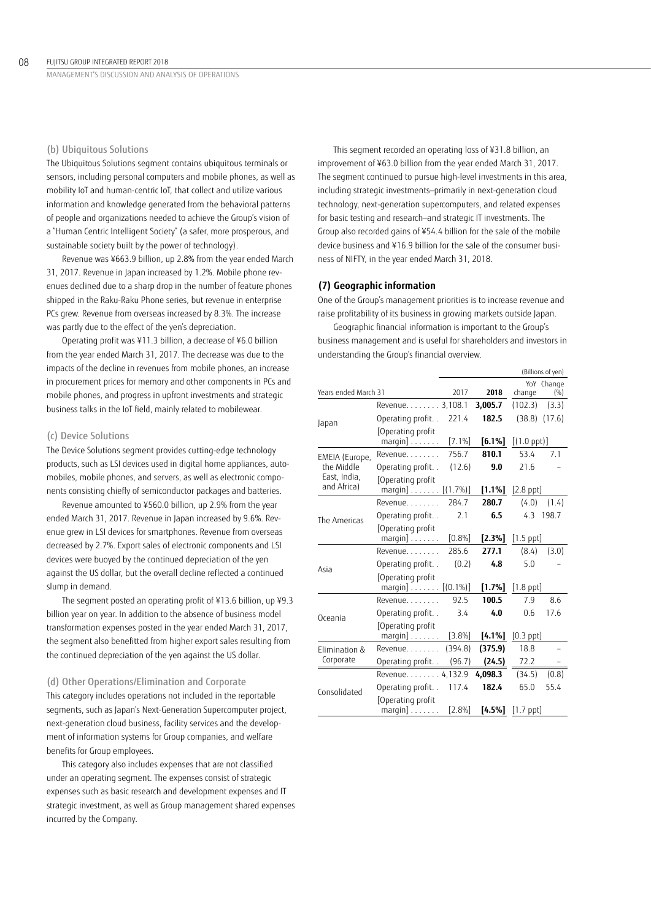### (b) Ubiquitous Solutions

The Ubiquitous Solutions segment contains ubiquitous terminals or sensors, including personal computers and mobile phones, as well as mobility IoT and human-centric IoT, that collect and utilize various information and knowledge generated from the behavioral patterns of people and organizations needed to achieve the Group's vision of a "Human Centric Intelligent Society" (a safer, more prosperous, and sustainable society built by the power of technology).

Revenue was ¥663.9 billion, up 2.8% from the year ended March 31, 2017. Revenue in Japan increased by 1.2%. Mobile phone revenues declined due to a sharp drop in the number of feature phones shipped in the Raku-Raku Phone series, but revenue in enterprise PCs grew. Revenue from overseas increased by 8.3%. The increase was partly due to the effect of the yen's depreciation.

Operating profit was ¥11.3 billion, a decrease of ¥6.0 billion from the year ended March 31, 2017. The decrease was due to the impacts of the decline in revenues from mobile phones, an increase in procurement prices for memory and other components in PCs and mobile phones, and progress in upfront investments and strategic business talks in the IoT field, mainly related to mobilewear.

### (c) Device Solutions

The Device Solutions segment provides cutting-edge technology products, such as LSI devices used in digital home appliances, automobiles, mobile phones, and servers, as well as electronic components consisting chiefly of semiconductor packages and batteries.

Revenue amounted to ¥560.0 billion, up 2.9% from the year ended March 31, 2017. Revenue in Japan increased by 9.6%. Revenue grew in LSI devices for smartphones. Revenue from overseas decreased by 2.7%. Export sales of electronic components and LSI devices were buoyed by the continued depreciation of the yen against the US dollar, but the overall decline reflected a continued slump in demand.

The segment posted an operating profit of ¥13.6 billion, up ¥9.3 billion year on year. In addition to the absence of business model transformation expenses posted in the year ended March 31, 2017, the segment also benefitted from higher export sales resulting from the continued depreciation of the yen against the US dollar.

### (d) Other Operations/Elimination and Corporate

This category includes operations not included in the reportable segments, such as Japan's Next-Generation Supercomputer project, next-generation cloud business, facility services and the development of information systems for Group companies, and welfare benefits for Group employees.

This category also includes expenses that are not classified under an operating segment. The expenses consist of strategic expenses such as basic research and development expenses and IT strategic investment, as well as Group management shared expenses incurred by the Company.

This segment recorded an operating loss of ¥31.8 billion, an improvement of ¥63.0 billion from the year ended March 31, 2017. The segment continued to pursue high-level investments in this area, including strategic investments—primarily in next-generation cloud technology, next-generation supercomputers, and related expenses for basic testing and research—and strategic IT investments. The Group also recorded gains of ¥54.4 billion for the sale of the mobile device business and ¥16.9 billion for the sale of the consumer business of NIFTY, in the year ended March 31, 2018.

## (7) Geographic information

One of the Group's management priorities is to increase revenue and raise profitability of its business in growing markets outside Japan.

Geographic financial information is important to the Group's business management and is useful for shareholders and investors in understanding the Group's financial overview.

(Billions of yen)

| Years ended March 31 | | 2017 | **2018** | YoY change | Change (%) |
|---|---|---|---|---|---|
| Japan | Revenue | 3,108.1 | **3,005.7** | (102.3) | (3.3) |
| | Operating profit | 221.4 | **182.5** | (38.8) | (17.6) |
| | [Operating profit margin] | [7.1%] | **[6.1%]** | [(1.0 ppt)] | |
| EMEIA (Europe, the Middle East, India, and Africa) | Revenue | 756.7 | **810.1** | 53.4 | 7.1 |
| | Operating profit | (12.6) | **9.0** | 21.6 | – |
| | [Operating profit margin] | [(1.7%)] | **[1.1%]** | [2.8 ppt] | |
| The Americas | Revenue | 284.7 | **280.7** | (4.0) | (1.4) |
| | Operating profit | 2.1 | **6.5** | 4.3 | 198.7 |
| | [Operating profit margin] | [0.8%] | **[2.3%]** | [1.5 ppt] | |
| Asia | Revenue | 285.6 | **277.1** | (8.4) | (3.0) |
| | Operating profit | (0.2) | **4.8** | 5.0 | – |
| | [Operating profit margin] | [(0.1%)] | **[1.7%]** | [1.8 ppt] | |
| Oceania | Revenue | 92.5 | **100.5** | 7.9 | 8.6 |
| | Operating profit | 3.4 | **4.0** | 0.6 | 17.6 |
| | [Operating profit margin] | [3.8%] | **[4.1%]** | [0.3 ppt] | |
| Elimination & Corporate | Revenue | (394.8) | **(375.9)** | 18.8 | – |
| | Operating profit | (96.7) | **(24.5)** | 72.2 | – |
| Consolidated | Revenue | 4,132.9 | **4,098.3** | (34.5) | (0.8) |
| | Operating profit | 117.4 | **182.4** | 65.0 | 55.4 |
| | [Operating profit margin] | [2.8%] | **[4.5%]** | [1.7 ppt] | |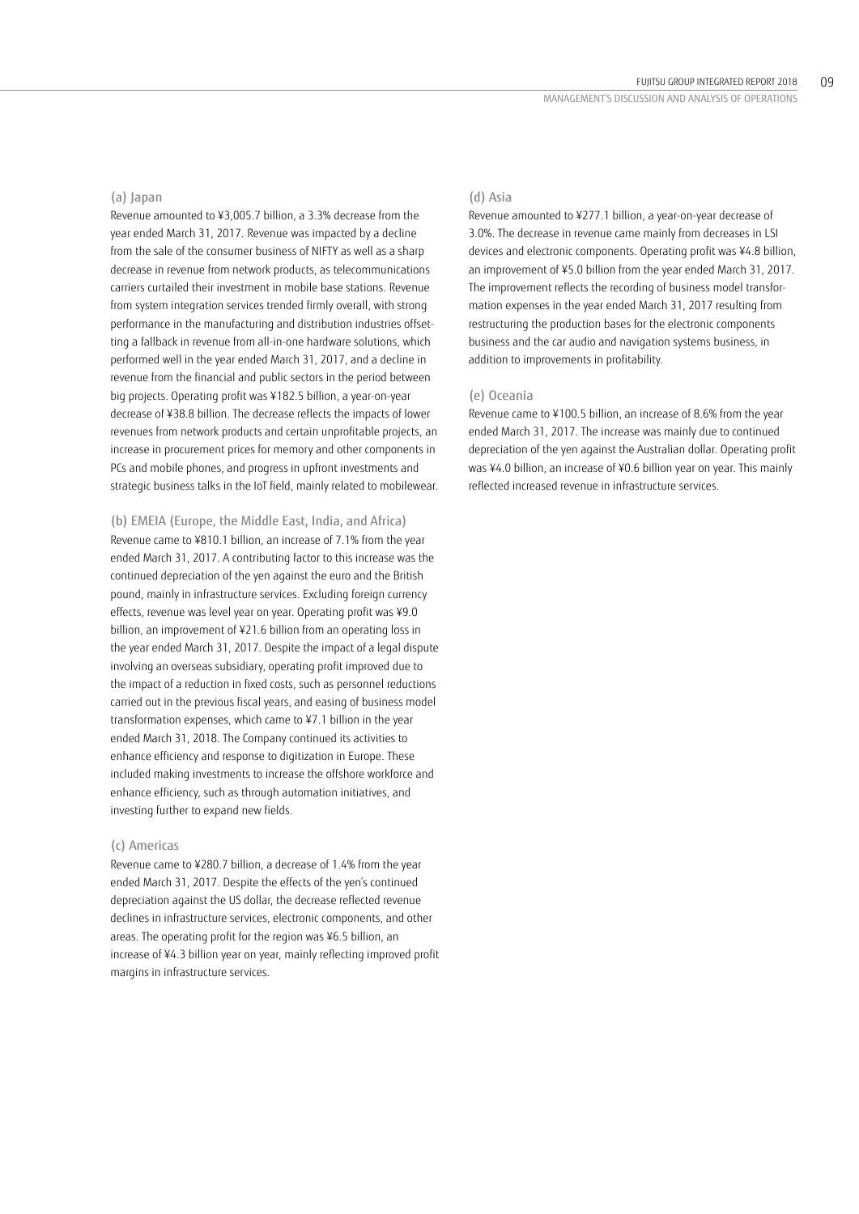### (a) Japan

Revenue amounted to ¥3,005.7 billion, a 3.3% decrease from the year ended March 31, 2017. Revenue was impacted by a decline from the sale of the consumer business of NIFTY as well as a sharp decrease in revenue from network products, as telecommunications carriers curtailed their investment in mobile base stations. Revenue from system integration services trended firmly overall, with strong performance in the manufacturing and distribution industries offsetting a fallback in revenue from all-in-one hardware solutions, which performed well in the year ended March 31, 2017, and a decline in revenue from the financial and public sectors in the period between big projects. Operating profit was ¥182.5 billion, a year-on-year decrease of ¥38.8 billion. The decrease reflects the impacts of lower revenues from network products and certain unprofitable projects, an increase in procurement prices for memory and other components in PCs and mobile phones, and progress in upfront investments and strategic business talks in the IoT field, mainly related to mobilewear.

### (b) EMEIA (Europe, the Middle East, India, and Africa)

Revenue came to ¥810.1 billion, an increase of 7.1% from the year ended March 31, 2017. A contributing factor to this increase was the continued depreciation of the yen against the euro and the British pound, mainly in infrastructure services. Excluding foreign currency effects, revenue was level year on year. Operating profit was ¥9.0 billion, an improvement of ¥21.6 billion from an operating loss in the year ended March 31, 2017. Despite the impact of a legal dispute involving an overseas subsidiary, operating profit improved due to the impact of a reduction in fixed costs, such as personnel reductions carried out in the previous fiscal years, and easing of business model transformation expenses, which came to ¥7.1 billion in the year ended March 31, 2018. The Company continued its activities to enhance efficiency and response to digitization in Europe. These included making investments to increase the offshore workforce and enhance efficiency, such as through automation initiatives, and investing further to expand new fields.

### (c) Americas

Revenue came to ¥280.7 billion, a decrease of 1.4% from the year ended March 31, 2017. Despite the effects of the yen's continued depreciation against the US dollar, the decrease reflected revenue declines in infrastructure services, electronic components, and other areas. The operating profit for the region was ¥6.5 billion, an increase of ¥4.3 billion year on year, mainly reflecting improved profit margins in infrastructure services.

### (d) Asia

Revenue amounted to ¥277.1 billion, a year-on-year decrease of 3.0%. The decrease in revenue came mainly from decreases in LSI devices and electronic components. Operating profit was ¥4.8 billion, an improvement of ¥5.0 billion from the year ended March 31, 2017. The improvement reflects the recording of business model transformation expenses in the year ended March 31, 2017 resulting from restructuring the production bases for the electronic components business and the car audio and navigation systems business, in addition to improvements in profitability.

### (e) Oceania

Revenue came to ¥100.5 billion, an increase of 8.6% from the year ended March 31, 2017. The increase was mainly due to continued depreciation of the yen against the Australian dollar. Operating profit was ¥4.0 billion, an increase of ¥0.6 billion year on year. This mainly reflected increased revenue in infrastructure services.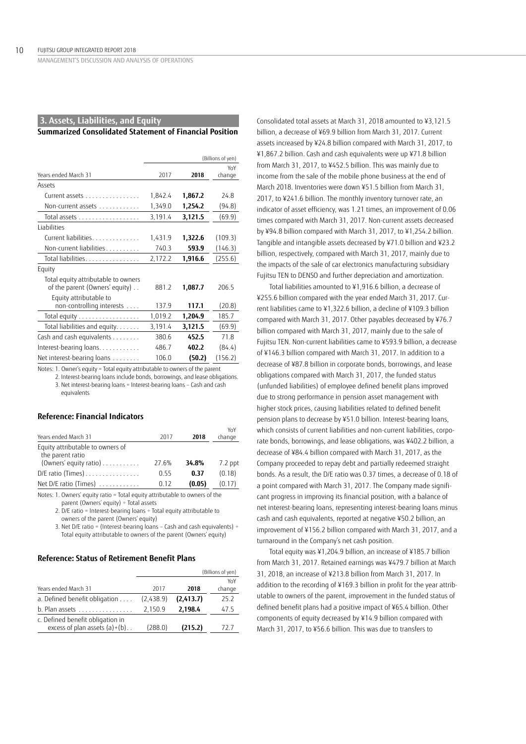## 3. Assets, Liabilities, and Equity

### Summarized Consolidated Statement of Financial Position

(Billions of yen)

| Years ended March 31 | 2017 | 2018 | YoY change |
|---|---|---|---|
| Assets | | | |
| Current assets | 1,842.4 | **1,867.2** | 24.8 |
| Non-current assets | 1,349.0 | **1,254.2** | (94.8) |
| Total assets | 3,191.4 | **3,121.5** | (69.9) |
| Liabilities | | | |
| Current liabilities | 1,431.9 | **1,322.6** | (109.3) |
| Non-current liabilities | 740.3 | **593.9** | (146.3) |
| Total liabilities | 2,172.2 | **1,916.6** | (255.6) |
| Equity | | | |
| Total equity attributable to owners of the parent (Owners' equity) | 881.2 | **1,087.7** | 206.5 |
| Equity attributable to non-controlling interests | 137.9 | **117.1** | (20.8) |
| Total equity | 1,019.2 | **1,204.9** | 185.7 |
| Total liabilities and equity | 3,191.4 | **3,121.5** | (69.9) |
| Cash and cash equivalents | 380.6 | **452.5** | 71.8 |
| Interest-bearing loans | 486.7 | **402.2** | (84.4) |
| Net interest-bearing loans | 106.0 | **(50.2)** | (156.2) |

Notes: 1. Owner's equity = Total equity attributable to owners of the parent
2. Interest-bearing loans include bonds, borrowings, and lease obligations.
3. Net interest-bearing loans = Interest-bearing loans − Cash and cash equivalents

### Reference: Financial Indicators

| Years ended March 31 | 2017 | 2018 | YoY change |
|---|---|---|---|
| Equity attributable to owners of the parent ratio (Owners' equity ratio) | 27.6% | **34.8%** | 7.2 ppt |
| D/E ratio (Times) | 0.55 | **0.37** | (0.18) |
| Net D/E ratio (Times) | 0.12 | **(0.05)** | (0.17) |

Notes: 1. Owners' equity ratio = Total equity attributable to owners of the parent (Owners' equity) ÷ Total assets
2. D/E ratio = Interest-bearing loans ÷ Total equity attributable to owners of the parent (Owners' equity)
3. Net D/E ratio = (Interest-bearing loans − Cash and cash equivalents) ÷ Total equity attributable to owners of the parent (Owners' equity)

### Reference: Status of Retirement Benefit Plans

(Billions of yen)

| Years ended March 31 | 2017 | 2018 | YoY change |
|---|---|---|---|
| a. Defined benefit obligation | (2,438.9) | **(2,413.7)** | 25.2 |
| b. Plan assets | 2,150.9 | **2,198.4** | 47.5 |
| c. Defined benefit obligation in excess of plan assets (a)+(b) | (288.0) | **(215.2)** | 72.7 |

Consolidated total assets at March 31, 2018 amounted to ¥3,121.5 billion, a decrease of ¥69.9 billion from March 31, 2017. Current assets increased by ¥24.8 billion compared with March 31, 2017, to ¥1,867.2 billion. Cash and cash equivalents were up ¥71.8 billion from March 31, 2017, to ¥452.5 billion. This was mainly due to income from the sale of the mobile phone business at the end of March 2018. Inventories were down ¥51.5 billion from March 31, 2017, to ¥241.6 billion. The monthly inventory turnover rate, an indicator of asset efficiency, was 1.21 times, an improvement of 0.06 times compared with March 31, 2017. Non-current assets decreased by ¥94.8 billion compared with March 31, 2017, to ¥1,254.2 billion. Tangible and intangible assets decreased by ¥71.0 billion and ¥23.2 billion, respectively, compared with March 31, 2017, mainly due to the impacts of the sale of car electronics manufacturing subsidiary Fujitsu TEN to DENSO and further depreciation and amortization.

Total liabilities amounted to ¥1,916.6 billion, a decrease of ¥255.6 billion compared with the year ended March 31, 2017. Current liabilities came to ¥1,322.6 billion, a decline of ¥109.3 billion compared with March 31, 2017. Other payables decreased by ¥76.7 billion compared with March 31, 2017, mainly due to the sale of Fujitsu TEN. Non-current liabilities came to ¥593.9 billion, a decrease of ¥146.3 billion compared with March 31, 2017. In addition to a decrease of ¥87.8 billion in corporate bonds, borrowings, and lease obligations compared with March 31, 2017, the funded status (unfunded liabilities) of employee defined benefit plans improved due to strong performance in pension asset management with higher stock prices, causing liabilities related to defined benefit pension plans to decrease by ¥51.0 billion. Interest-bearing loans, which consists of current liabilities and non-current liabilities, corporate bonds, borrowings, and lease obligations, was ¥402.2 billion, a decrease of ¥84.4 billion compared with March 31, 2017, as the Company proceeded to repay debt and partially redeemed straight bonds. As a result, the D/E ratio was 0.37 times, a decrease of 0.18 of a point compared with March 31, 2017. The Company made significant progress in improving its financial position, with a balance of net interest-bearing loans, representing interest-bearing loans minus cash and cash equivalents, reported at negative ¥50.2 billion, an improvement of ¥156.2 billion compared with March 31, 2017, and a turnaround in the Company's net cash position.

Total equity was ¥1,204.9 billion, an increase of ¥185.7 billion from March 31, 2017. Retained earnings was ¥479.7 billion at March 31, 2018, an increase of ¥213.8 billion from March 31, 2017. In addition to the recording of ¥169.3 billion in profit for the year attributable to owners of the parent, improvement in the funded status of defined benefit plans had a positive impact of ¥65.4 billion. Other components of equity decreased by ¥14.9 billion compared with March 31, 2017, to ¥56.6 billion. This was due to transfers to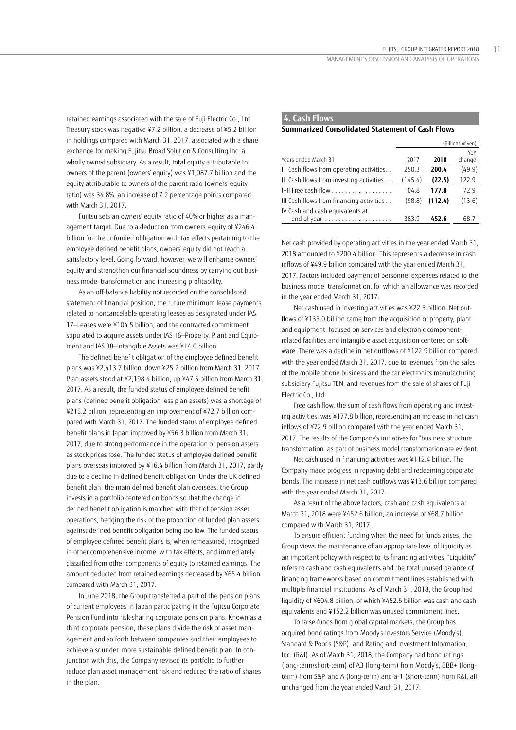retained earnings associated with the sale of Fuji Electric Co., Ltd. Treasury stock was negative ¥7.2 billion, a decrease of ¥5.2 billion in holdings compared with March 31, 2017, associated with a share exchange for making Fujitsu Broad Solution & Consulting Inc. a wholly owned subsidiary. As a result, total equity attributable to owners of the parent (owners' equity) was ¥1,087.7 billion and the equity attributable to owners of the parent ratio (owners' equity ratio) was 34.8%, an increase of 7.2 percentage points compared with March 31, 2017.

Fujitsu sets an owners' equity ratio of 40% or higher as a management target. Due to a deduction from owners' equity of ¥246.4 billion for the unfunded obligation with tax effects pertaining to the employee defined benefit plans, owners' equity did not reach a satisfactory level. Going forward, however, we will enhance owners' equity and strengthen our financial soundness by carrying out business model transformation and increasing profitability.

As an off-balance liability not recorded on the consolidated statement of financial position, the future minimum lease payments related to noncancelable operating leases as designated under IAS 17–Leases were ¥104.5 billion, and the contracted commitment stipulated to acquire assets under IAS 16–Property, Plant and Equipment and IAS 38–Intangible Assets was ¥14.0 billion.

The defined benefit obligation of the employee defined benefit plans was ¥2,413.7 billion, down ¥25.2 billion from March 31, 2017. Plan assets stood at ¥2,198.4 billion, up ¥47.5 billion from March 31, 2017. As a result, the funded status of employee defined benefit plans (defined benefit obligation less plan assets) was a shortage of ¥215.2 billion, representing an improvement of ¥72.7 billion compared with March 31, 2017. The funded status of employee defined benefit plans in Japan improved by ¥56.3 billion from March 31, 2017, due to strong performance in the operation of pension assets as stock prices rose. The funded status of employee defined benefit plans overseas improved by ¥16.4 billion from March 31, 2017, partly due to a decline in defined benefit obligation. Under the UK defined benefit plan, the main defined benefit plan overseas, the Group invests in a portfolio centered on bonds so that the change in defined benefit obligation is matched with that of pension asset operations, hedging the risk of the proportion of funded plan assets against defined benefit obligation being too low. The funded status of employee defined benefit plans is, when remeasured, recognized in other comprehensive income, with tax effects, and immediately classified from other components of equity to retained earnings. The amount deducted from retained earnings decreased by ¥65.4 billion compared with March 31, 2017.

In June 2018, the Group transferred a part of the pension plans of current employees in Japan participating in the Fujitsu Corporate Pension Fund into risk-sharing corporate pension plans. Known as a third corporate pension, these plans divide the risk of asset management and so forth between companies and their employees to achieve a sounder, more sustainable defined benefit plan. In conjunction with this, the Company revised its portfolio to further reduce plan asset management risk and reduced the ratio of shares in the plan.

## 4. Cash Flows

### Summarized Consolidated Statement of Cash Flows

(Billions of yen)

| Years ended March 31 | 2017 | 2018 | YoY change |
|---|---|---|---|
| I Cash flows from operating activities | 250.3 | **200.4** | (49.9) |
| II Cash flows from investing activities | (145.4) | **(22.5)** | 122.9 |
| I+II Free cash flow | 104.8 | **177.8** | 72.9 |
| III Cash flows from financing activities | (98.8) | **(112.4)** | (13.6) |
| IV Cash and cash equivalents at end of year | 383.9 | **452.6** | 68.7 |

Net cash provided by operating activities in the year ended March 31, 2018 amounted to ¥200.4 billion. This represents a decrease in cash inflows of ¥49.9 billion compared with the year ended March 31, 2017. Factors included payment of personnel expenses related to the business model transformation, for which an allowance was recorded in the year ended March 31, 2017.

Net cash used in investing activities was ¥22.5 billion. Net outflows of ¥135.0 billion came from the acquisition of property, plant and equipment, focused on services and electronic component-related facilities and intangible asset acquisition centered on software. There was a decline in net outflows of ¥122.9 billion compared with the year ended March 31, 2017, due to revenues from the sales of the mobile phone business and the car electronics manufacturing subsidiary Fujitsu TEN, and revenues from the sale of shares of Fuji Electric Co., Ltd.

Free cash flow, the sum of cash flows from operating and investing activities, was ¥177.8 billion, representing an increase in net cash inflows of ¥72.9 billion compared with the year ended March 31, 2017. The results of the Company's initiatives for "business structure transformation" as part of business model transformation are evident.

Net cash used in financing activities was ¥112.4 billion. The Company made progress in repaying debt and redeeming corporate bonds. The increase in net cash outflows was ¥13.6 billion compared with the year ended March 31, 2017.

As a result of the above factors, cash and cash equivalents at March 31, 2018 were ¥452.6 billion, an increase of ¥68.7 billion compared with March 31, 2017.

To ensure efficient funding when the need for funds arises, the Group views the maintenance of an appropriate level of liquidity as an important policy with respect to its financing activities. "Liquidity" refers to cash and cash equivalents and the total unused balance of financing frameworks based on commitment lines established with multiple financial institutions. As of March 31, 2018, the Group had liquidity of ¥604.8 billion, of which ¥452.6 billion was cash and cash equivalents and ¥152.2 billion was unused commitment lines.

To raise funds from global capital markets, the Group has acquired bond ratings from Moody's Investors Service (Moody's), Standard & Poor's (S&P), and Rating and Investment Information, Inc. (R&I). As of March 31, 2018, the Company had bond ratings (long-term/short-term) of A3 (long-term) from Moody's, BBB+ (long-term) from S&P, and A (long-term) and a-1 (short-term) from R&I, all unchanged from the year ended March 31, 2017.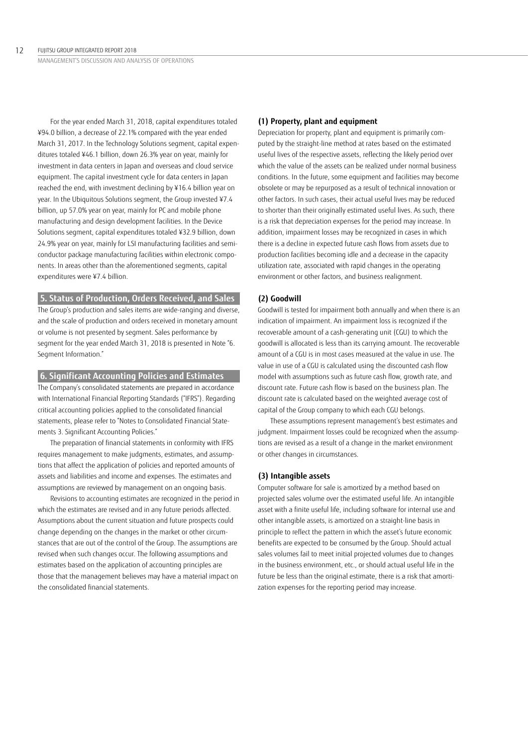For the year ended March 31, 2018, capital expenditures totaled ¥94.0 billion, a decrease of 22.1% compared with the year ended March 31, 2017. In the Technology Solutions segment, capital expenditures totaled ¥46.1 billion, down 26.3% year on year, mainly for investment in data centers in Japan and overseas and cloud service equipment. The capital investment cycle for data centers in Japan reached the end, with investment declining by ¥16.4 billion year on year. In the Ubiquitous Solutions segment, the Group invested ¥7.4 billion, up 57.0% year on year, mainly for PC and mobile phone manufacturing and design development facilities. In the Device Solutions segment, capital expenditures totaled ¥32.9 billion, down 24.9% year on year, mainly for LSI manufacturing facilities and semiconductor package manufacturing facilities within electronic components. In areas other than the aforementioned segments, capital expenditures were ¥7.4 billion.

## 5. Status of Production, Orders Received, and Sales

The Group's production and sales items are wide-ranging and diverse, and the scale of production and orders received in monetary amount or volume is not presented by segment. Sales performance by segment for the year ended March 31, 2018 is presented in Note "6. Segment Information."

## 6. Significant Accounting Policies and Estimates

The Company's consolidated statements are prepared in accordance with International Financial Reporting Standards ("IFRS"). Regarding critical accounting policies applied to the consolidated financial statements, please refer to "Notes to Consolidated Financial Statements 3. Significant Accounting Policies."

The preparation of financial statements in conformity with IFRS requires management to make judgments, estimates, and assumptions that affect the application of policies and reported amounts of assets and liabilities and income and expenses. The estimates and assumptions are reviewed by management on an ongoing basis.

Revisions to accounting estimates are recognized in the period in which the estimates are revised and in any future periods affected. Assumptions about the current situation and future prospects could change depending on the changes in the market or other circumstances that are out of the control of the Group. The assumptions are revised when such changes occur. The following assumptions and estimates based on the application of accounting principles are those that the management believes may have a material impact on the consolidated financial statements.

### (1) Property, plant and equipment

Depreciation for property, plant and equipment is primarily computed by the straight-line method at rates based on the estimated useful lives of the respective assets, reflecting the likely period over which the value of the assets can be realized under normal business conditions. In the future, some equipment and facilities may become obsolete or may be repurposed as a result of technical innovation or other factors. In such cases, their actual useful lives may be reduced to shorter than their originally estimated useful lives. As such, there is a risk that depreciation expenses for the period may increase. In addition, impairment losses may be recognized in cases in which there is a decline in expected future cash flows from assets due to production facilities becoming idle and a decrease in the capacity utilization rate, associated with rapid changes in the operating environment or other factors, and business realignment.

### (2) Goodwill

Goodwill is tested for impairment both annually and when there is an indication of impairment. An impairment loss is recognized if the recoverable amount of a cash-generating unit (CGU) to which the goodwill is allocated is less than its carrying amount. The recoverable amount of a CGU is in most cases measured at the value in use. The value in use of a CGU is calculated using the discounted cash flow model with assumptions such as future cash flow, growth rate, and discount rate. Future cash flow is based on the business plan. The discount rate is calculated based on the weighted average cost of capital of the Group company to which each CGU belongs.

These assumptions represent management's best estimates and judgment. Impairment losses could be recognized when the assumptions are revised as a result of a change in the market environment or other changes in circumstances.

### (3) Intangible assets

Computer software for sale is amortized by a method based on projected sales volume over the estimated useful life. An intangible asset with a finite useful life, including software for internal use and other intangible assets, is amortized on a straight-line basis in principle to reflect the pattern in which the asset's future economic benefits are expected to be consumed by the Group. Should actual sales volumes fail to meet initial projected volumes due to changes in the business environment, etc., or should actual useful life in the future be less than the original estimate, there is a risk that amortization expenses for the reporting period may increase.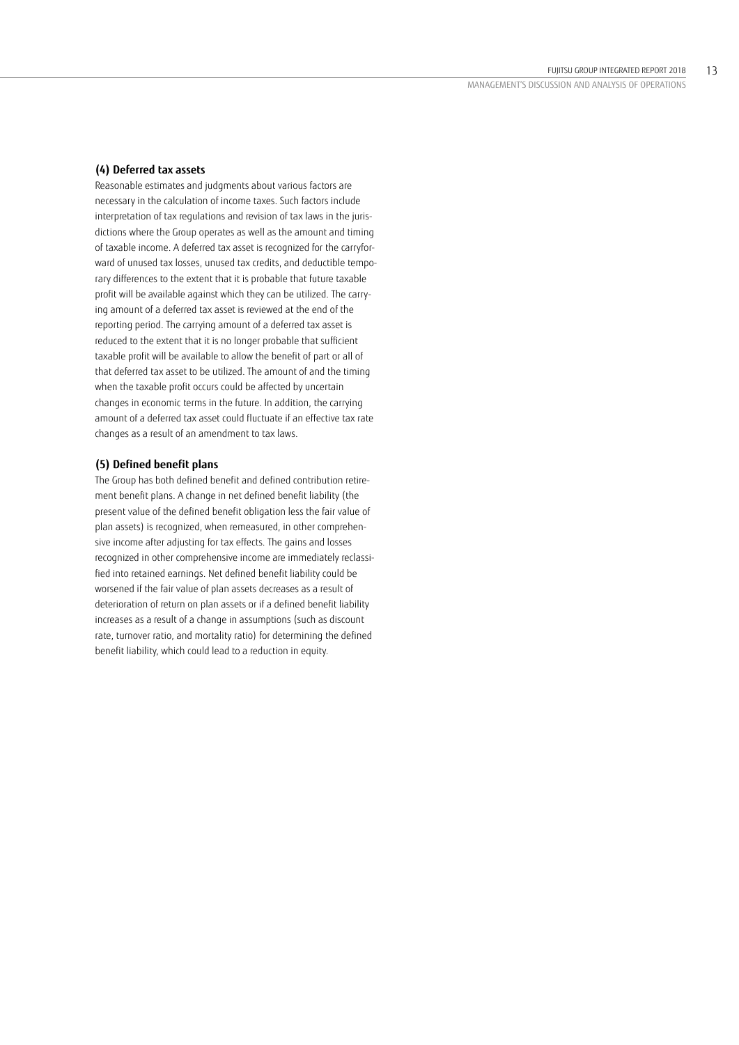### (4) Deferred tax assets

Reasonable estimates and judgments about various factors are necessary in the calculation of income taxes. Such factors include interpretation of tax regulations and revision of tax laws in the jurisdictions where the Group operates as well as the amount and timing of taxable income. A deferred tax asset is recognized for the carryforward of unused tax losses, unused tax credits, and deductible temporary differences to the extent that it is probable that future taxable profit will be available against which they can be utilized. The carrying amount of a deferred tax asset is reviewed at the end of the reporting period. The carrying amount of a deferred tax asset is reduced to the extent that it is no longer probable that sufficient taxable profit will be available to allow the benefit of part or all of that deferred tax asset to be utilized. The amount of and the timing when the taxable profit occurs could be affected by uncertain changes in economic terms in the future. In addition, the carrying amount of a deferred tax asset could fluctuate if an effective tax rate changes as a result of an amendment to tax laws.

### (5) Defined benefit plans

The Group has both defined benefit and defined contribution retirement benefit plans. A change in net defined benefit liability (the present value of the defined benefit obligation less the fair value of plan assets) is recognized, when remeasured, in other comprehensive income after adjusting for tax effects. The gains and losses recognized in other comprehensive income are immediately reclassified into retained earnings. Net defined benefit liability could be worsened if the fair value of plan assets decreases as a result of deterioration of return on plan assets or if a defined benefit liability increases as a result of a change in assumptions (such as discount rate, turnover ratio, and mortality ratio) for determining the defined benefit liability, which could lead to a reduction in equity.